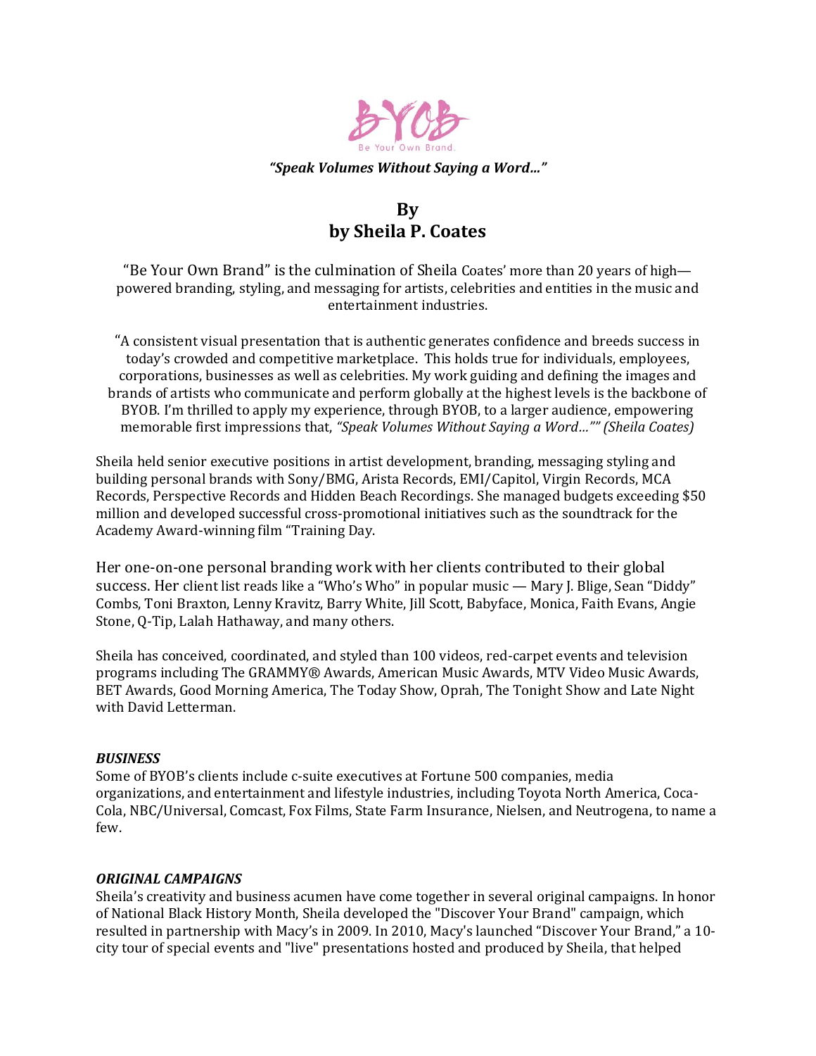BYOB

Be Your Own Brand.

***"Speak Volumes Without Saying a Word…"***

# By
# by Sheila P. Coates

"Be Your Own Brand" is the culmination of Sheila Coates' more than 20 years of high—powered branding, styling, and messaging for artists, celebrities and entities in the music and entertainment industries.

"A consistent visual presentation that is authentic generates confidence and breeds success in today's crowded and competitive marketplace. This holds true for individuals, employees, corporations, businesses as well as celebrities. My work guiding and defining the images and brands of artists who communicate and perform globally at the highest levels is the backbone of BYOB. I'm thrilled to apply my experience, through BYOB, to a larger audience, empowering memorable first impressions that, *"Speak Volumes Without Saying a Word…"" (Sheila Coates)*

Sheila held senior executive positions in artist development, branding, messaging styling and building personal brands with Sony/BMG, Arista Records, EMI/Capitol, Virgin Records, MCA Records, Perspective Records and Hidden Beach Recordings. She managed budgets exceeding $50 million and developed successful cross-promotional initiatives such as the soundtrack for the Academy Award-winning film "Training Day.

Her one-on-one personal branding work with her clients contributed to their global success. Her client list reads like a "Who's Who" in popular music — Mary J. Blige, Sean "Diddy" Combs, Toni Braxton, Lenny Kravitz, Barry White, Jill Scott, Babyface, Monica, Faith Evans, Angie Stone, Q-Tip, Lalah Hathaway, and many others.

Sheila has conceived, coordinated, and styled than 100 videos, red-carpet events and television programs including The GRAMMY® Awards, American Music Awards, MTV Video Music Awards, BET Awards, Good Morning America, The Today Show, Oprah, The Tonight Show and Late Night with David Letterman.

***BUSINESS***

Some of BYOB's clients include c-suite executives at Fortune 500 companies, media organizations, and entertainment and lifestyle industries, including Toyota North America, Coca-Cola, NBC/Universal, Comcast, Fox Films, State Farm Insurance, Nielsen, and Neutrogena, to name a few.

***ORIGINAL CAMPAIGNS***

Sheila's creativity and business acumen have come together in several original campaigns. In honor of National Black History Month, Sheila developed the "Discover Your Brand" campaign, which resulted in partnership with Macy's in 2009. In 2010, Macy's launched "Discover Your Brand," a 10-city tour of special events and "live" presentations hosted and produced by Sheila, that helped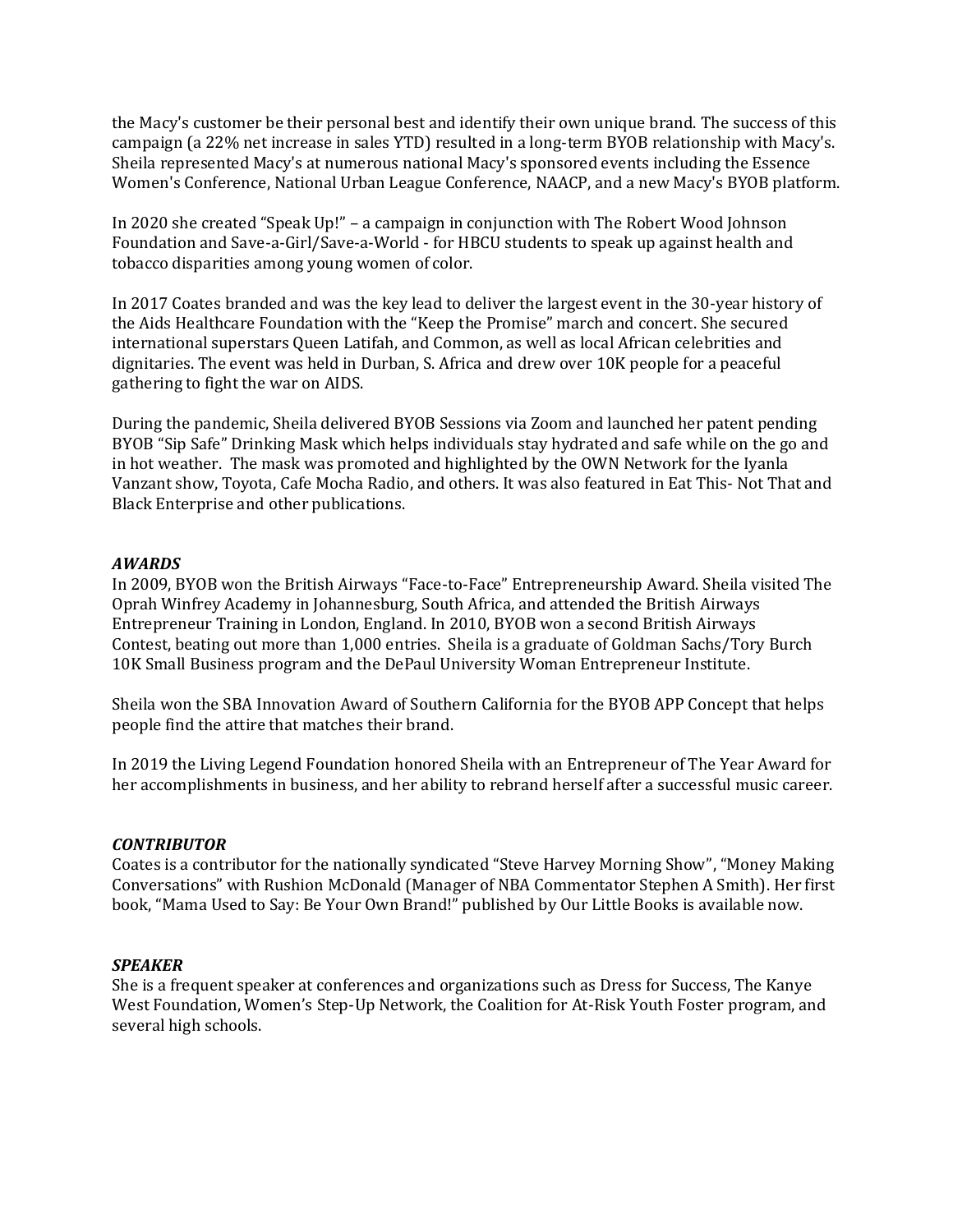the Macy's customer be their personal best and identify their own unique brand. The success of this campaign (a 22% net increase in sales YTD) resulted in a long-term BYOB relationship with Macy's. Sheila represented Macy's at numerous national Macy's sponsored events including the Essence Women's Conference, National Urban League Conference, NAACP, and a new Macy's BYOB platform.

In 2020 she created "Speak Up!" – a campaign in conjunction with The Robert Wood Johnson Foundation and Save-a-Girl/Save-a-World - for HBCU students to speak up against health and tobacco disparities among young women of color.

In 2017 Coates branded and was the key lead to deliver the largest event in the 30-year history of the Aids Healthcare Foundation with the "Keep the Promise" march and concert. She secured international superstars Queen Latifah, and Common, as well as local African celebrities and dignitaries. The event was held in Durban, S. Africa and drew over 10K people for a peaceful gathering to fight the war on AIDS.

During the pandemic, Sheila delivered BYOB Sessions via Zoom and launched her patent pending BYOB "Sip Safe" Drinking Mask which helps individuals stay hydrated and safe while on the go and in hot weather. The mask was promoted and highlighted by the OWN Network for the Iyanla Vanzant show, Toyota, Cafe Mocha Radio, and others. It was also featured in Eat This- Not That and Black Enterprise and other publications.

***AWARDS***

In 2009, BYOB won the British Airways "Face-to-Face" Entrepreneurship Award. Sheila visited The Oprah Winfrey Academy in Johannesburg, South Africa, and attended the British Airways Entrepreneur Training in London, England. In 2010, BYOB won a second British Airways Contest, beating out more than 1,000 entries. Sheila is a graduate of Goldman Sachs/Tory Burch 10K Small Business program and the DePaul University Woman Entrepreneur Institute.

Sheila won the SBA Innovation Award of Southern California for the BYOB APP Concept that helps people find the attire that matches their brand.

In 2019 the Living Legend Foundation honored Sheila with an Entrepreneur of The Year Award for her accomplishments in business, and her ability to rebrand herself after a successful music career.

***CONTRIBUTOR***

Coates is a contributor for the nationally syndicated "Steve Harvey Morning Show", "Money Making Conversations" with Rushion McDonald (Manager of NBA Commentator Stephen A Smith). Her first book, "Mama Used to Say: Be Your Own Brand!" published by Our Little Books is available now.

***SPEAKER***

She is a frequent speaker at conferences and organizations such as Dress for Success, The Kanye West Foundation, Women's Step-Up Network, the Coalition for At-Risk Youth Foster program, and several high schools.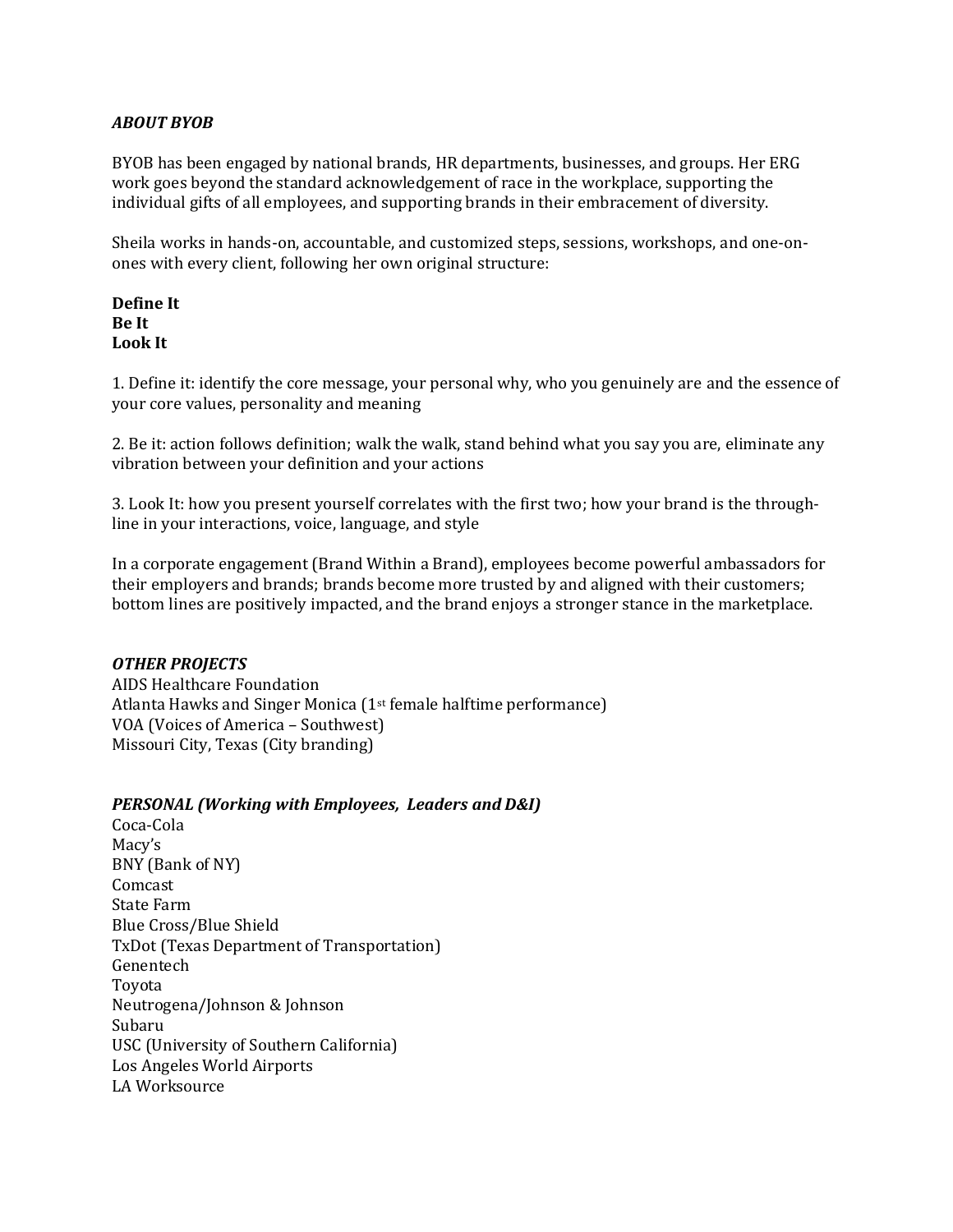***ABOUT BYOB***

BYOB has been engaged by national brands, HR departments, businesses, and groups. Her ERG work goes beyond the standard acknowledgement of race in the workplace, supporting the individual gifts of all employees, and supporting brands in their embracement of diversity.

Sheila works in hands-on, accountable, and customized steps, sessions, workshops, and one-on-ones with every client, following her own original structure:

**Define It**
**Be It**
**Look It**

1. Define it: identify the core message, your personal why, who you genuinely are and the essence of your core values, personality and meaning

2. Be it: action follows definition; walk the walk, stand behind what you say you are, eliminate any vibration between your definition and your actions

3. Look It: how you present yourself correlates with the first two; how your brand is the through-line in your interactions, voice, language, and style

In a corporate engagement (Brand Within a Brand), employees become powerful ambassadors for their employers and brands; brands become more trusted by and aligned with their customers; bottom lines are positively impacted, and the brand enjoys a stronger stance in the marketplace.

***OTHER PROJECTS***

AIDS Healthcare Foundation
Atlanta Hawks and Singer Monica (1st female halftime performance)
VOA (Voices of America – Southwest)
Missouri City, Texas (City branding)

***PERSONAL (Working with Employees, Leaders and D&I)***

Coca-Cola
Macy's
BNY (Bank of NY)
Comcast
State Farm
Blue Cross/Blue Shield
TxDot (Texas Department of Transportation)
Genentech
Toyota
Neutrogena/Johnson & Johnson
Subaru
USC (University of Southern California)
Los Angeles World Airports
LA Worksource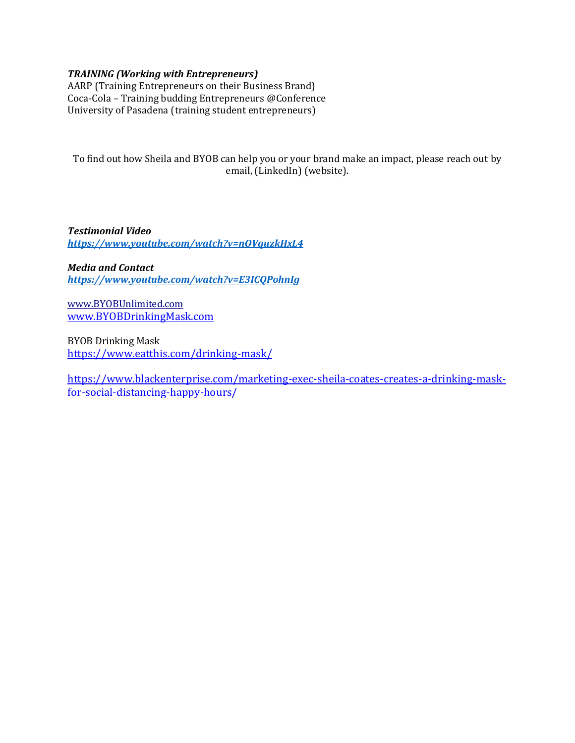***TRAINING (Working with Entrepreneurs)***
AARP (Training Entrepreneurs on their Business Brand)
Coca-Cola – Training budding Entrepreneurs @Conference
University of Pasadena (training student entrepreneurs)

To find out how Sheila and BYOB can help you or your brand make an impact, please reach out by email, (LinkedIn) (website).

***Testimonial Video***
***https://www.youtube.com/watch?v=nOVquzkHxL4***

***Media and Contact***
***https://www.youtube.com/watch?v=E3ICQPohnIg***

www.BYOBUnlimited.com
www.BYOBDrinkingMask.com

BYOB Drinking Mask
https://www.eatthis.com/drinking-mask/

https://www.blackenterprise.com/marketing-exec-sheila-coates-creates-a-drinking-mask-for-social-distancing-happy-hours/